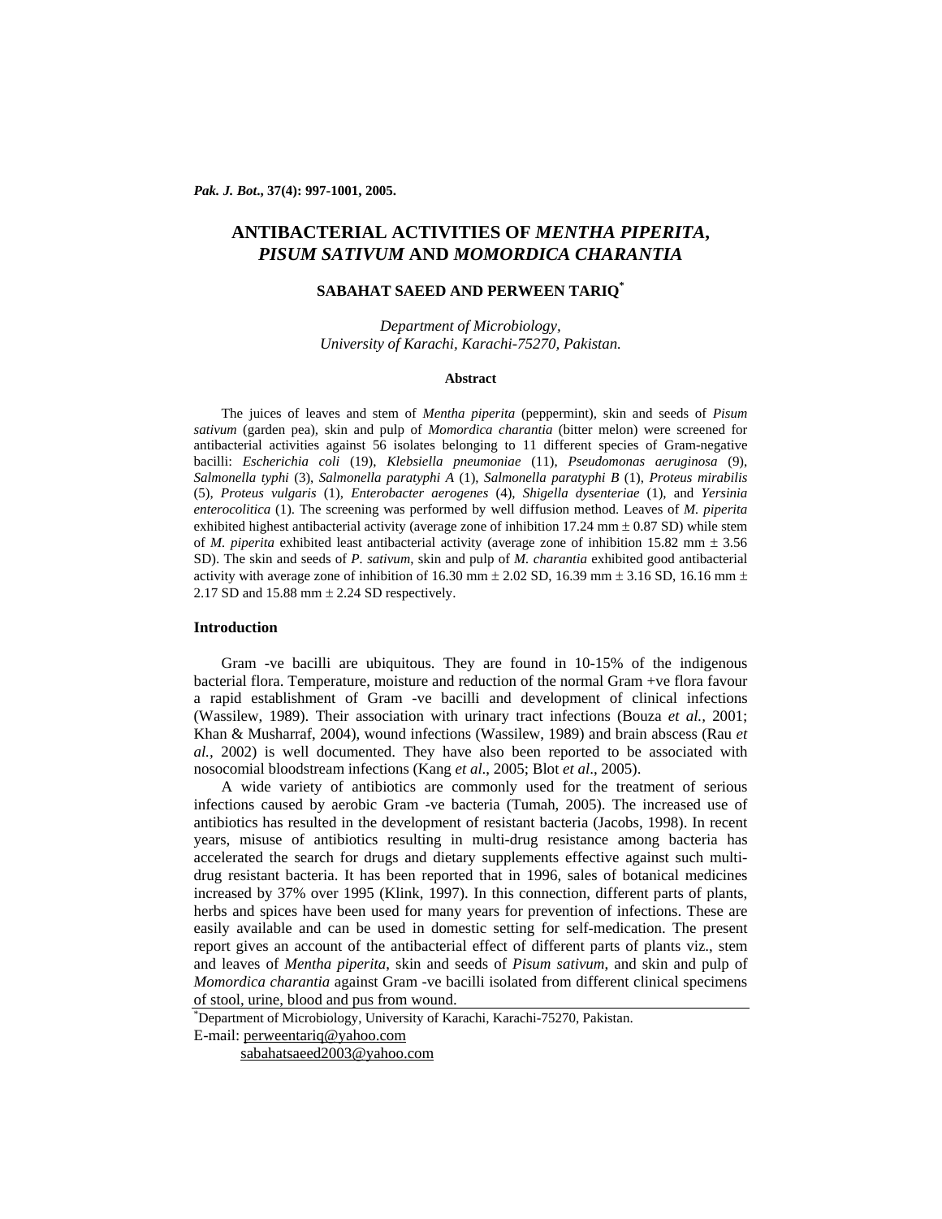# ANTIBACTERIAL ACTIVITIES OF *MENTHA PIPERITA*, *PISUM SATIVUM* AND *MOMORDICA CHARANTIA*

**SABAHAT SAEED AND PERWEEN TARIQ[*]**

*Department of Microbiology,*
*University of Karachi, Karachi-75270, Pakistan.*

### Abstract

The juices of leaves and stem of *Mentha piperita* (peppermint), skin and seeds of *Pisum sativum* (garden pea), skin and pulp of *Momordica charantia* (bitter melon) were screened for antibacterial activities against 56 isolates belonging to 11 different species of Gram-negative bacilli: *Escherichia coli* (19), *Klebsiella pneumoniae* (11), *Pseudomonas aeruginosa* (9), *Salmonella typhi* (3), *Salmonella paratyphi A* (1), *Salmonella paratyphi B* (1), *Proteus mirabilis* (5), *Proteus vulgaris* (1), *Enterobacter aerogenes* (4), *Shigella dysenteriae* (1), and *Yersinia enterocolitica* (1). The screening was performed by well diffusion method. Leaves of *M. piperita* exhibited highest antibacterial activity (average zone of inhibition 17.24 mm ± 0.87 SD) while stem of *M. piperita* exhibited least antibacterial activity (average zone of inhibition 15.82 mm ± 3.56 SD). The skin and seeds of *P. sativum*, skin and pulp of *M. charantia* exhibited good antibacterial activity with average zone of inhibition of 16.30 mm ± 2.02 SD, 16.39 mm ± 3.16 SD, 16.16 mm ± 2.17 SD and 15.88 mm ± 2.24 SD respectively.

## Introduction

Gram -ve bacilli are ubiquitous. They are found in 10-15% of the indigenous bacterial flora. Temperature, moisture and reduction of the normal Gram +ve flora favour a rapid establishment of Gram -ve bacilli and development of clinical infections (Wassilew, 1989). Their association with urinary tract infections (Bouza *et al.*, 2001; Khan & Musharraf, 2004), wound infections (Wassilew, 1989) and brain abscess (Rau *et al.*, 2002) is well documented. They have also been reported to be associated with nosocomial bloodstream infections (Kang *et al*., 2005; Blot *et al*., 2005).

A wide variety of antibiotics are commonly used for the treatment of serious infections caused by aerobic Gram -ve bacteria (Tumah, 2005). The increased use of antibiotics has resulted in the development of resistant bacteria (Jacobs, 1998). In recent years, misuse of antibiotics resulting in multi-drug resistance among bacteria has accelerated the search for drugs and dietary supplements effective against such multi-drug resistant bacteria. It has been reported that in 1996, sales of botanical medicines increased by 37% over 1995 (Klink, 1997). In this connection, different parts of plants, herbs and spices have been used for many years for prevention of infections. These are easily available and can be used in domestic setting for self-medication. The present report gives an account of the antibacterial effect of different parts of plants viz., stem and leaves of *Mentha piperita*, skin and seeds of *Pisum sativum*, and skin and pulp of *Momordica charantia* against Gram -ve bacilli isolated from different clinical specimens of stool, urine, blood and pus from wound.

[*]Department of Microbiology, University of Karachi, Karachi-75270, Pakistan.
E-mail: perweentariq@yahoo.com
sabahatsaeed2003@yahoo.com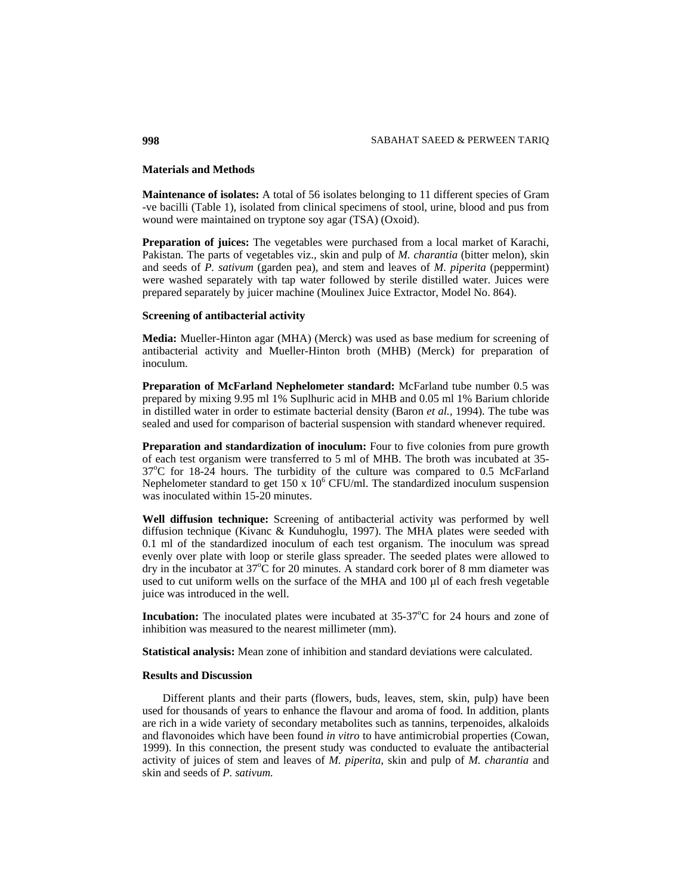## Materials and Methods

**Maintenance of isolates:** A total of 56 isolates belonging to 11 different species of Gram -ve bacilli (Table 1), isolated from clinical specimens of stool, urine, blood and pus from wound were maintained on tryptone soy agar (TSA) (Oxoid).

**Preparation of juices:** The vegetables were purchased from a local market of Karachi, Pakistan. The parts of vegetables viz., skin and pulp of *M. charantia* (bitter melon), skin and seeds of *P. sativum* (garden pea), and stem and leaves of *M. piperita* (peppermint) were washed separately with tap water followed by sterile distilled water. Juices were prepared separately by juicer machine (Moulinex Juice Extractor, Model No. 864).

### Screening of antibacterial activity

**Media:** Mueller-Hinton agar (MHA) (Merck) was used as base medium for screening of antibacterial activity and Mueller-Hinton broth (MHB) (Merck) for preparation of inoculum.

**Preparation of McFarland Nephelometer standard:** McFarland tube number 0.5 was prepared by mixing 9.95 ml 1% Suplhuric acid in MHB and 0.05 ml 1% Barium chloride in distilled water in order to estimate bacterial density (Baron *et al.,* 1994). The tube was sealed and used for comparison of bacterial suspension with standard whenever required.

**Preparation and standardization of inoculum:** Four to five colonies from pure growth of each test organism were transferred to 5 ml of MHB. The broth was incubated at 35-37°C for 18-24 hours. The turbidity of the culture was compared to 0.5 McFarland Nephelometer standard to get $150 \times 10^6$ CFU/ml. The standardized inoculum suspension was inoculated within 15-20 minutes.

**Well diffusion technique:** Screening of antibacterial activity was performed by well diffusion technique (Kivanc & Kunduhoglu, 1997). The MHA plates were seeded with 0.1 ml of the standardized inoculum of each test organism. The inoculum was spread evenly over plate with loop or sterile glass spreader. The seeded plates were allowed to dry in the incubator at 37°C for 20 minutes. A standard cork borer of 8 mm diameter was used to cut uniform wells on the surface of the MHA and 100 µl of each fresh vegetable juice was introduced in the well.

**Incubation:** The inoculated plates were incubated at 35-37°C for 24 hours and zone of inhibition was measured to the nearest millimeter (mm).

**Statistical analysis:** Mean zone of inhibition and standard deviations were calculated.

## Results and Discussion

Different plants and their parts (flowers, buds, leaves, stem, skin, pulp) have been used for thousands of years to enhance the flavour and aroma of food. In addition, plants are rich in a wide variety of secondary metabolites such as tannins, terpenoides, alkaloids and flavonoides which have been found *in vitro* to have antimicrobial properties (Cowan, 1999). In this connection, the present study was conducted to evaluate the antibacterial activity of juices of stem and leaves of *M. piperita,* skin and pulp of *M. charantia* and skin and seeds of *P. sativum.*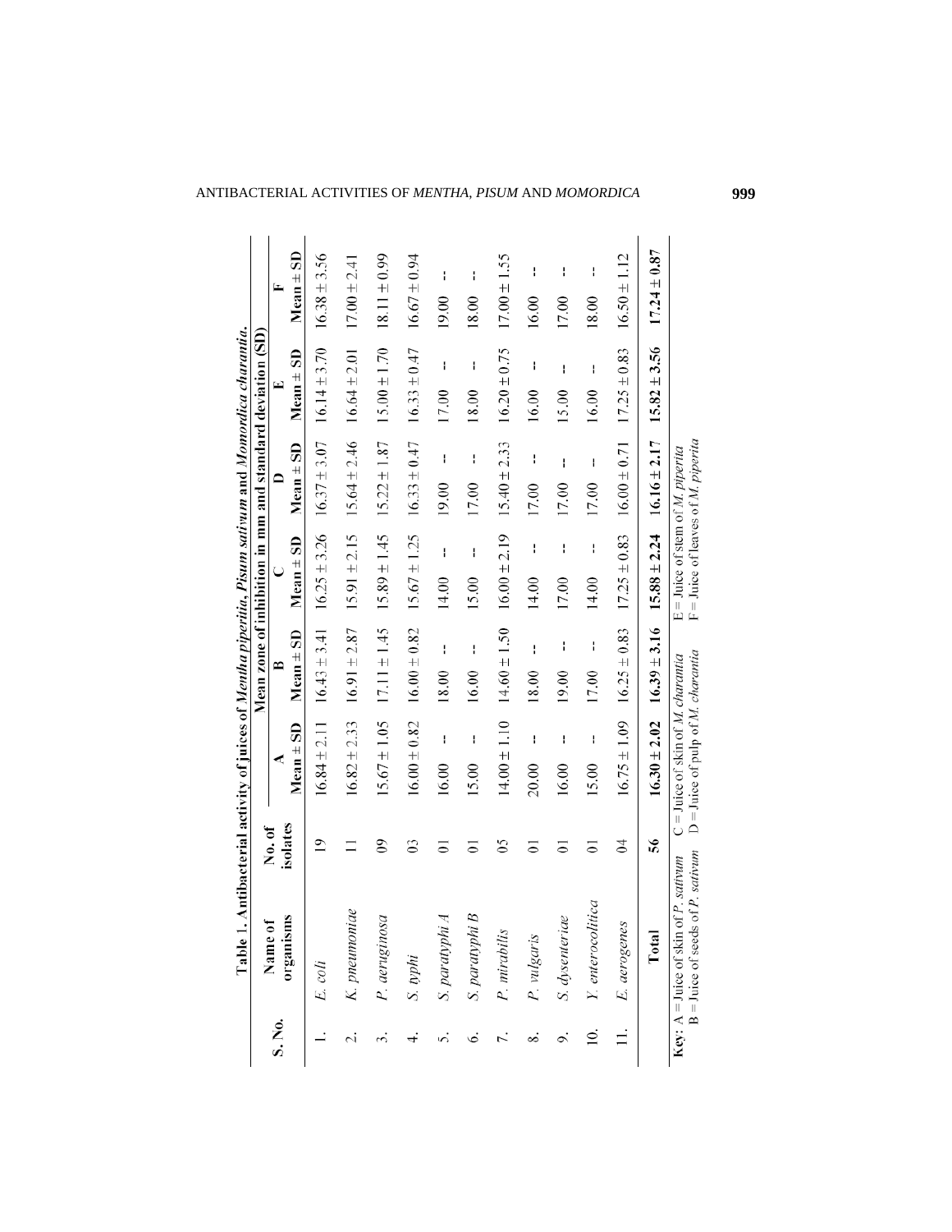**Table 1. Antibacterial activity of juices of *Mentha piperitia*, *Pisum sativum* and *Momordica charantia*.**

| S. No. | Name of organisms | No. of isolates | Mean zone of inhibition in mm and standard deviation (SD) | | | | | |
|---|---|---|---|---|---|---|---|---|
| | | | A | B | C | D | E | F |
| | | | Mean ± SD | Mean ± SD | Mean ± SD | Mean ± SD | Mean ± SD | Mean ± SD |
| 1. | *E. coli* | 19 | 16.84 ± 2.11 | 16.43 ± 3.41 | 16.25 ± 3.26 | 16.37 ± 3.07 | 16.14 ± 3.70 | 16.38 ± 3.56 |
| 2. | *K. pneumoniae* | 11 | 16.82 ± 2.33 | 16.91 ± 2.87 | 15.91 ± 2.15 | 15.64 ± 2.46 | 16.64 ± 2.01 | 17.00 ± 2.41 |
| 3. | *P. aeruginosa* | 09 | 15.67 ± 1.05 | 17.11 ± 1.45 | 15.89 ± 1.45 | 15.22 ± 1.87 | 15.00 ± 1.70 | 18.11 ± 0.99 |
| 4. | *S. typhi* | 03 | 16.00 ± 0.82 | 16.00 ± 0.82 | 15.67 ± 1.25 | 16.33 ± 0.47 | 16.33 ± 0.47 | 16.67 ± 0.94 |
| 5. | *S. paratyphi A* | 01 | 16.00 -- | 18.00 -- | 14.00 -- | 19.00 -- | 17.00 -- | 19.00 -- |
| 6. | *S. paratyphi B* | 01 | 15.00 -- | 16.00 -- | 15.00 -- | 17.00 -- | 18.00 -- | 18.00 -- |
| 7. | *P. mirabilis* | 05 | 14.00 ± 1.10 | 14.60 ± 1.50 | 16.00 ± 2.19 | 15.40 ± 2.33 | 16.20 ± 0.75 | 17.00 ± 1.55 |
| 8. | *P. vulgaris* | 01 | 20.00 -- | 18.00 -- | 14.00 -- | 17.00 -- | 16.00 -- | 16.00 -- |
| 9. | *S. dysenteriae* | 01 | 16.00 -- | 19.00 -- | 17.00 -- | 17.00 -- | 15.00 -- | 17.00 -- |
| 10. | *Y. enterocolitica* | 01 | 15.00 -- | 17.00 -- | 14.00 -- | 17.00 -- | 16.00 -- | 18.00 -- |
| 11. | *E. aerogenes* | 04 | 16.75 ± 1.09 | 16.25 ± 0.83 | 17.25 ± 0.83 | 16.00 ± 0.71 | 17.25 ± 0.83 | 16.50 ± 1.12 |
| | **Total** | **56** | **16.30 ± 2.02** | **16.39 ± 3.16** | **15.88 ± 2.24** | **16.16 ± 2.17** | **15.82 ± 3.56** | **17.24 ± 0.87** |

**Key:** A = Juice of skin of *P. sativum* B = Juice of seeds of *P. sativum* C = Juice of skin of *M. charantia* D = Juice of pulp of *M. charantia* E = Juice of stem of *M. piperita* F = Juice of leaves of *M. piperita*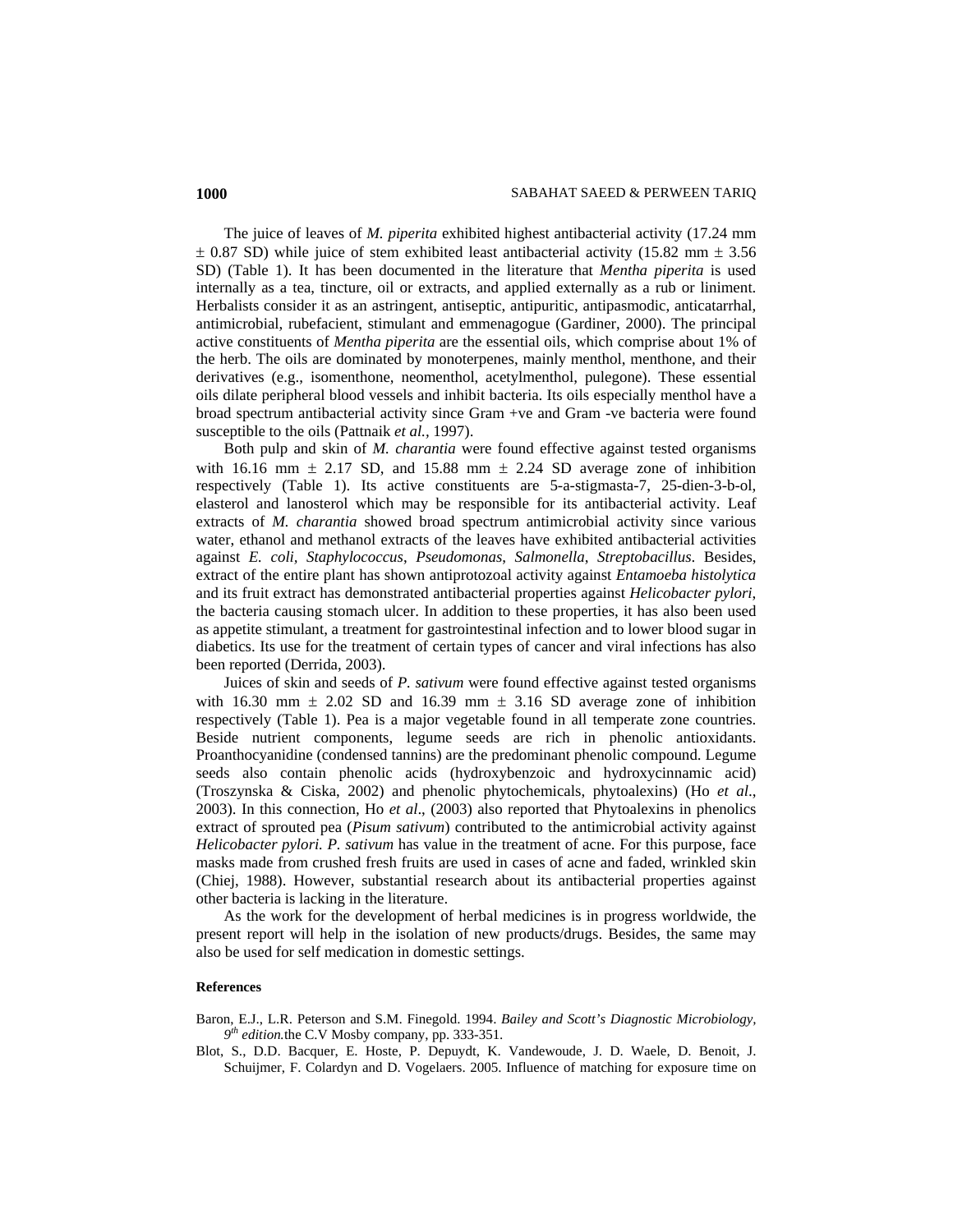The juice of leaves of *M. piperita* exhibited highest antibacterial activity (17.24 mm $\pm$ 0.87 SD) while juice of stem exhibited least antibacterial activity (15.82 mm $\pm$ 3.56 SD) (Table 1). It has been documented in the literature that *Mentha piperita* is used internally as a tea, tincture, oil or extracts, and applied externally as a rub or liniment. Herbalists consider it as an astringent, antiseptic, antipuritic, antipasmodic, anticatarrhal, antimicrobial, rubefacient, stimulant and emmenagogue (Gardiner, 2000). The principal active constituents of *Mentha piperita* are the essential oils, which comprise about 1% of the herb. The oils are dominated by monoterpenes, mainly menthol, menthone, and their derivatives (e.g., isomenthone, neomenthol, acetylmenthol, pulegone). These essential oils dilate peripheral blood vessels and inhibit bacteria. Its oils especially menthol have a broad spectrum antibacterial activity since Gram +ve and Gram -ve bacteria were found susceptible to the oils (Pattnaik *et al.,* 1997).

Both pulp and skin of *M. charantia* were found effective against tested organisms with 16.16 mm $\pm$ 2.17 SD, and 15.88 mm $\pm$ 2.24 SD average zone of inhibition respectively (Table 1). Its active constituents are 5-a-stigmasta-7, 25-dien-3-b-ol, elasterol and lanosterol which may be responsible for its antibacterial activity. Leaf extracts of *M. charantia* showed broad spectrum antimicrobial activity since various water, ethanol and methanol extracts of the leaves have exhibited antibacterial activities against *E. coli*, *Staphylococcus*, *Pseudomonas*, *Salmonella*, *Streptobacillus*. Besides, extract of the entire plant has shown antiprotozoal activity against *Entamoeba histolytica* and its fruit extract has demonstrated antibacterial properties against *Helicobacter pylori*, the bacteria causing stomach ulcer. In addition to these properties, it has also been used as appetite stimulant, a treatment for gastrointestinal infection and to lower blood sugar in diabetics. Its use for the treatment of certain types of cancer and viral infections has also been reported (Derrida, 2003).

Juices of skin and seeds of *P. sativum* were found effective against tested organisms with 16.30 mm $\pm$ 2.02 SD and 16.39 mm $\pm$ 3.16 SD average zone of inhibition respectively (Table 1). Pea is a major vegetable found in all temperate zone countries. Beside nutrient components, legume seeds are rich in phenolic antioxidants. Proanthocyanidine (condensed tannins) are the predominant phenolic compound. Legume seeds also contain phenolic acids (hydroxybenzoic and hydroxycinnamic acid) (Troszynska & Ciska, 2002) and phenolic phytochemicals, phytoalexins) (Ho *et al*., 2003). In this connection, Ho *et al*., (2003) also reported that Phytoalexins in phenolics extract of sprouted pea (*Pisum sativum*) contributed to the antimicrobial activity against *Helicobacter pylori. P. sativum* has value in the treatment of acne. For this purpose, face masks made from crushed fresh fruits are used in cases of acne and faded, wrinkled skin (Chiej, 1988). However, substantial research about its antibacterial properties against other bacteria is lacking in the literature.

As the work for the development of herbal medicines is in progress worldwide, the present report will help in the isolation of new products/drugs. Besides, the same may also be used for self medication in domestic settings.

## References

Baron, E.J., L.R. Peterson and S.M. Finegold. 1994. *Bailey and Scott's Diagnostic Microbiology, 9th edition.*the C.V Mosby company, pp. 333-351.

Blot, S., D.D. Bacquer, E. Hoste, P. Depuydt, K. Vandewoude, J. D. Waele, D. Benoit, J. Schuijmer, F. Colardyn and D. Vogelaers. 2005. Influence of matching for exposure time on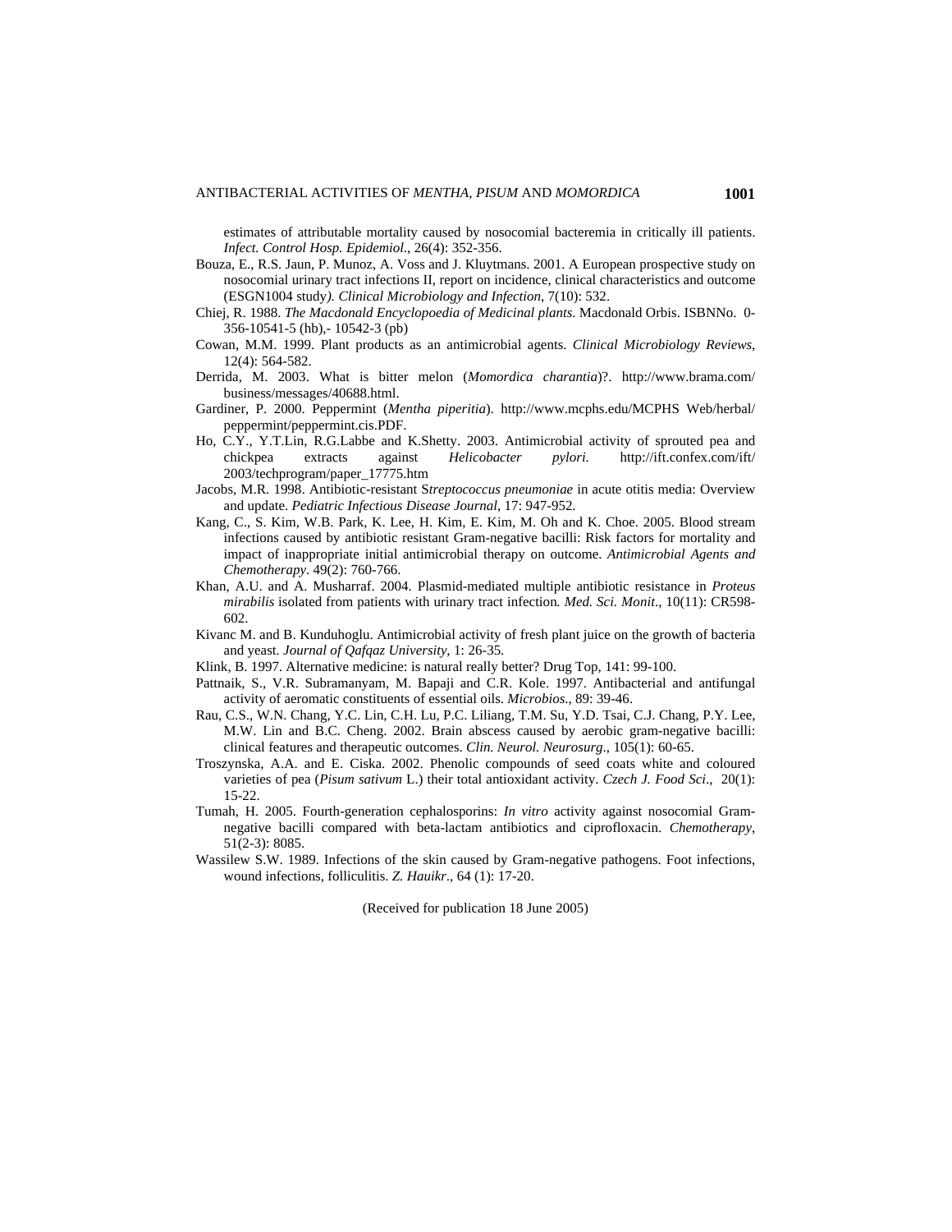estimates of attributable mortality caused by nosocomial bacteremia in critically ill patients. *Infect. Control Hosp. Epidemiol.*, 26(4): 352-356.

Bouza, E., R.S. Jaun, P. Munoz, A. Voss and J. Kluytmans. 2001. A European prospective study on nosocomial urinary tract infections II, report on incidence, clinical characteristics and outcome (ESGN1004 study*). Clinical Microbiology and Infection*, 7(10): 532.

Chiej, R. 1988. *The Macdonald Encyclopoedia of Medicinal plants*. Macdonald Orbis. ISBNNo. 0-356-10541-5 (hb),- 10542-3 (pb)

Cowan, M.M. 1999. Plant products as an antimicrobial agents. *Clinical Microbiology Reviews*, 12(4): 564-582.

Derrida, M. 2003. What is bitter melon (*Momordica charantia*)?. http://www.brama.com/business/messages/40688.html.

Gardiner, P. 2000. Peppermint (*Mentha piperitia*). http://www.mcphs.edu/MCPHS Web/herbal/peppermint/peppermint.cis.PDF.

Ho, C.Y., Y.T.Lin, R.G.Labbe and K.Shetty. 2003. Antimicrobial activity of sprouted pea and chickpea extracts against *Helicobacter pylori.* http://ift.confex.com/ift/2003/techprogram/paper_17775.htm

Jacobs, M.R. 1998. Antibiotic-resistant S*treptococcus pneumoniae* in acute otitis media: Overview and update. *Pediatric Infectious Disease Journal*, 17: 947-952.

Kang, C., S. Kim, W.B. Park, K. Lee, H. Kim, E. Kim, M. Oh and K. Choe. 2005. Blood stream infections caused by antibiotic resistant Gram-negative bacilli: Risk factors for mortality and impact of inappropriate initial antimicrobial therapy on outcome. *Antimicrobial Agents and Chemotherapy*. 49(2): 760-766.

Khan, A.U. and A. Musharraf. 2004. Plasmid-mediated multiple antibiotic resistance in *Proteus mirabilis* isolated from patients with urinary tract infection*. Med. Sci. Monit*., 10(11): CR598-602.

Kivanc M. and B. Kunduhoglu. Antimicrobial activity of fresh plant juice on the growth of bacteria and yeast. *Journal of Qafqaz University*, 1: 26-35.

Klink, B. 1997. Alternative medicine: is natural really better? Drug Top, 141: 99-100.

Pattnaik, S., V.R. Subramanyam, M. Bapaji and C.R. Kole. 1997. Antibacterial and antifungal activity of aeromatic constituents of essential oils. *Microbios*., 89: 39-46.

Rau, C.S., W.N. Chang, Y.C. Lin, C.H. Lu, P.C. Liliang, T.M. Su, Y.D. Tsai, C.J. Chang, P.Y. Lee, M.W. Lin and B.C. Cheng. 2002. Brain abscess caused by aerobic gram-negative bacilli: clinical features and therapeutic outcomes. *Clin. Neurol. Neurosurg*., 105(1): 60-65.

Troszynska, A.A. and E. Ciska. 2002. Phenolic compounds of seed coats white and coloured varieties of pea (*Pisum sativum* L.) their total antioxidant activity. *Czech J. Food Sci*., 20(1): 15-22.

Tumah, H. 2005. Fourth-generation cephalosporins: *In vitro* activity against nosocomial Gram-negative bacilli compared with beta-lactam antibiotics and ciprofloxacin. *Chemotherapy*, 51(2-3): 8085.

Wassilew S.W. 1989. Infections of the skin caused by Gram-negative pathogens. Foot infections, wound infections, folliculitis. *Z. Hauikr*., 64 (1): 17-20.

(Received for publication 18 June 2005)